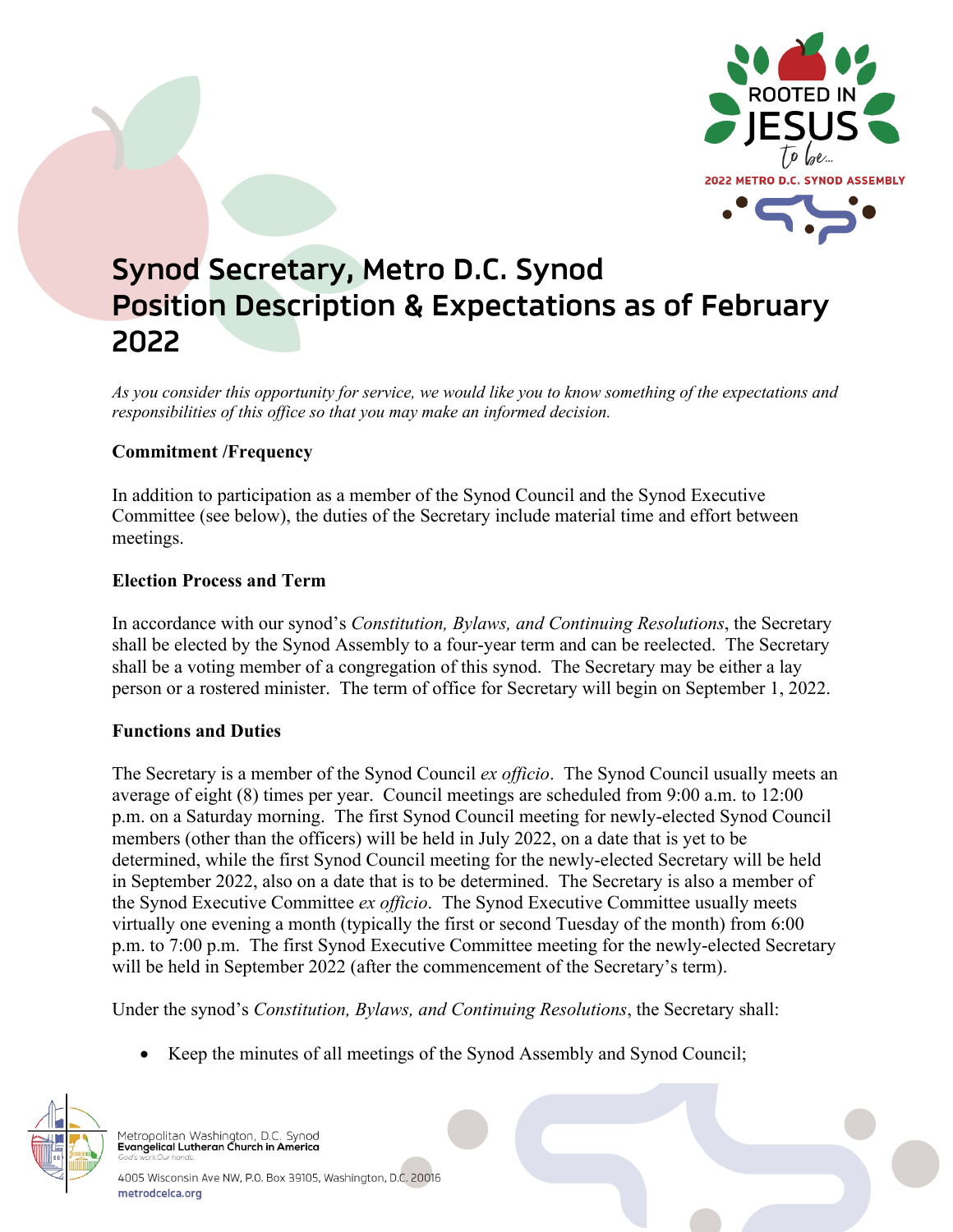# Synod Secretary, Metro D.C. Synod
# Position Description & Expectations as of February 2022

*As you consider this opportunity for service, we would like you to know something of the expectations and responsibilities of this office so that you may make an informed decision.*

**Commitment /Frequency**

In addition to participation as a member of the Synod Council and the Synod Executive Committee (see below), the duties of the Secretary include material time and effort between meetings.

**Election Process and Term**

In accordance with our synod's *Constitution, Bylaws, and Continuing Resolutions*, the Secretary shall be elected by the Synod Assembly to a four-year term and can be reelected. The Secretary shall be a voting member of a congregation of this synod. The Secretary may be either a lay person or a rostered minister. The term of office for Secretary will begin on September 1, 2022.

**Functions and Duties**

The Secretary is a member of the Synod Council *ex officio*. The Synod Council usually meets an average of eight (8) times per year. Council meetings are scheduled from 9:00 a.m. to 12:00 p.m. on a Saturday morning. The first Synod Council meeting for newly-elected Synod Council members (other than the officers) will be held in July 2022, on a date that is yet to be determined, while the first Synod Council meeting for the newly-elected Secretary will be held in September 2022, also on a date that is to be determined. The Secretary is also a member of the Synod Executive Committee *ex officio*. The Synod Executive Committee usually meets virtually one evening a month (typically the first or second Tuesday of the month) from 6:00 p.m. to 7:00 p.m. The first Synod Executive Committee meeting for the newly-elected Secretary will be held in September 2022 (after the commencement of the Secretary's term).

Under the synod's *Constitution, Bylaws, and Continuing Resolutions*, the Secretary shall:

- Keep the minutes of all meetings of the Synod Assembly and Synod Council;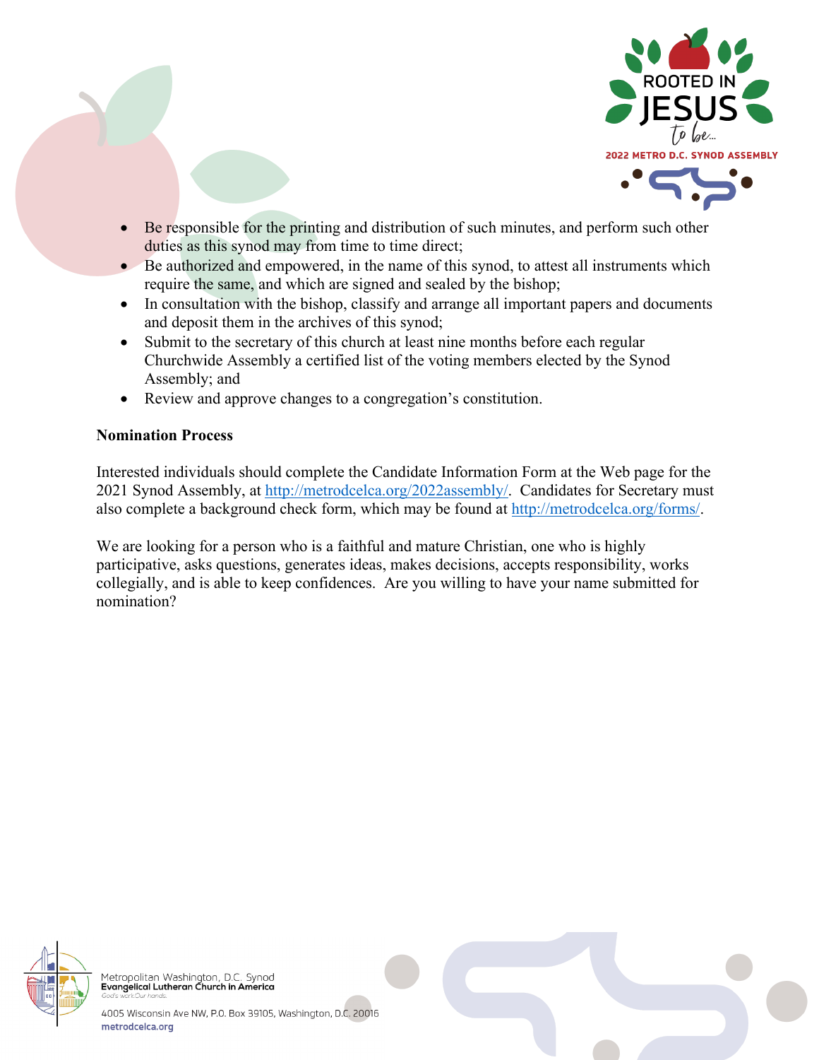- Be responsible for the printing and distribution of such minutes, and perform such other duties as this synod may from time to time direct;
- Be authorized and empowered, in the name of this synod, to attest all instruments which require the same, and which are signed and sealed by the bishop;
- In consultation with the bishop, classify and arrange all important papers and documents and deposit them in the archives of this synod;
- Submit to the secretary of this church at least nine months before each regular Churchwide Assembly a certified list of the voting members elected by the Synod Assembly; and
- Review and approve changes to a congregation's constitution.

**Nomination Process**

Interested individuals should complete the Candidate Information Form at the Web page for the 2021 Synod Assembly, at http://metrodcelca.org/2022assembly/. Candidates for Secretary must also complete a background check form, which may be found at http://metrodcelca.org/forms/.

We are looking for a person who is a faithful and mature Christian, one who is highly participative, asks questions, generates ideas, makes decisions, accepts responsibility, works collegially, and is able to keep confidences. Are you willing to have your name submitted for nomination?